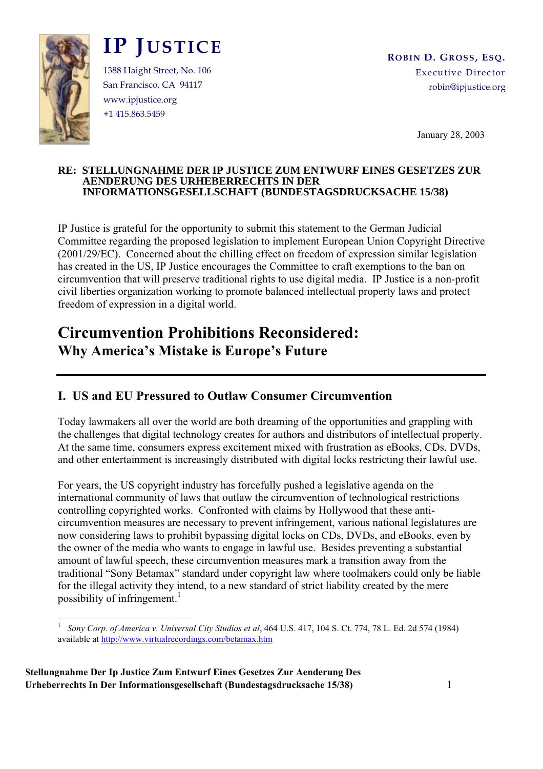# IP JUSTICE

1388 Haight Street, No. 106
San Francisco, CA 94117
www.ipjustice.org
+1 415.863.5459

**ROBIN D. GROSS, ESQ.**
Executive Director
robin@ipjustice.org

January 28, 2003

**RE: STELLUNGNAHME DER IP JUSTICE ZUM ENTWURF EINES GESETZES ZUR AENDERUNG DES URHEBERRECHTS IN DER INFORMATIONSGESELLSCHAFT (BUNDESTAGSDRUCKSACHE 15/38)**

IP Justice is grateful for the opportunity to submit this statement to the German Judicial Committee regarding the proposed legislation to implement European Union Copyright Directive (2001/29/EC). Concerned about the chilling effect on freedom of expression similar legislation has created in the US, IP Justice encourages the Committee to craft exemptions to the ban on circumvention that will preserve traditional rights to use digital media. IP Justice is a non-profit civil liberties organization working to promote balanced intellectual property laws and protect freedom of expression in a digital world.

# Circumvention Prohibitions Reconsidered:
## Why America's Mistake is Europe's Future

---

### I. US and EU Pressured to Outlaw Consumer Circumvention

Today lawmakers all over the world are both dreaming of the opportunities and grappling with the challenges that digital technology creates for authors and distributors of intellectual property. At the same time, consumers express excitement mixed with frustration as eBooks, CDs, DVDs, and other entertainment is increasingly distributed with digital locks restricting their lawful use.

For years, the US copyright industry has forcefully pushed a legislative agenda on the international community of laws that outlaw the circumvention of technological restrictions controlling copyrighted works. Confronted with claims by Hollywood that these anti-circumvention measures are necessary to prevent infringement, various national legislatures are now considering laws to prohibit bypassing digital locks on CDs, DVDs, and eBooks, even by the owner of the media who wants to engage in lawful use. Besides preventing a substantial amount of lawful speech, these circumvention measures mark a transition away from the traditional "Sony Betamax" standard under copyright law where toolmakers could only be liable for the illegal activity they intend, to a new standard of strict liability created by the mere possibility of infringement.[1]

---

[1] *Sony Corp. of America v. Universal City Studios et al*, 464 U.S. 417, 104 S. Ct. 774, 78 L. Ed. 2d 574 (1984) available at http://www.virtualrecordings.com/betamax.htm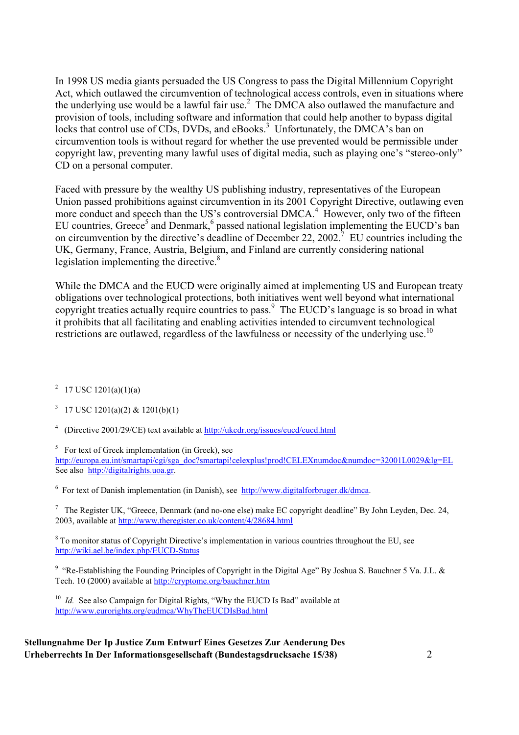In 1998 US media giants persuaded the US Congress to pass the Digital Millennium Copyright Act, which outlawed the circumvention of technological access controls, even in situations where the underlying use would be a lawful fair use.[2] The DMCA also outlawed the manufacture and provision of tools, including software and information that could help another to bypass digital locks that control use of CDs, DVDs, and eBooks.[3] Unfortunately, the DMCA's ban on circumvention tools is without regard for whether the use prevented would be permissible under copyright law, preventing many lawful uses of digital media, such as playing one's "stereo-only" CD on a personal computer.

Faced with pressure by the wealthy US publishing industry, representatives of the European Union passed prohibitions against circumvention in its 2001 Copyright Directive, outlawing even more conduct and speech than the US's controversial DMCA.[4] However, only two of the fifteen EU countries, Greece[5] and Denmark,[6] passed national legislation implementing the EUCD's ban on circumvention by the directive's deadline of December 22, 2002.[7] EU countries including the UK, Germany, France, Austria, Belgium, and Finland are currently considering national legislation implementing the directive.[8]

While the DMCA and the EUCD were originally aimed at implementing US and European treaty obligations over technological protections, both initiatives went well beyond what international copyright treaties actually require countries to pass.[9] The EUCD's language is so broad in what it prohibits that all facilitating and enabling activities intended to circumvent technological restrictions are outlawed, regardless of the lawfulness or necessity of the underlying use.[10]

---

[2] 17 USC 1201(a)(1)(a)

[3] 17 USC 1201(a)(2) & 1201(b)(1)

[4] (Directive 2001/29/CE) text available at http://ukcdr.org/issues/eucd/eucd.html

[5] For text of Greek implementation (in Greek), see http://europa.eu.int/smartapi/cgi/sga_doc?smartapi!celexplus!prod!CELEXnumdoc&numdoc=32001L0029&lg=EL See also http://digitalrights.uoa.gr.

[6] For text of Danish implementation (in Danish), see http://www.digitalforbruger.dk/dmca.

[7] The Register UK, "Greece, Denmark (and no-one else) make EC copyright deadline" By John Leyden, Dec. 24, 2003, available at http://www.theregister.co.uk/content/4/28684.html

[8] To monitor status of Copyright Directive's implementation in various countries throughout the EU, see http://wiki.ael.be/index.php/EUCD-Status

[9] "Re-Establishing the Founding Principles of Copyright in the Digital Age" By Joshua S. Bauchner 5 Va. J.L. & Tech. 10 (2000) available at http://cryptome.org/bauchner.htm

[10] *Id.* See also Campaign for Digital Rights, "Why the EUCD Is Bad" available at http://www.eurorights.org/eudmca/WhyTheEUCDIsBad.html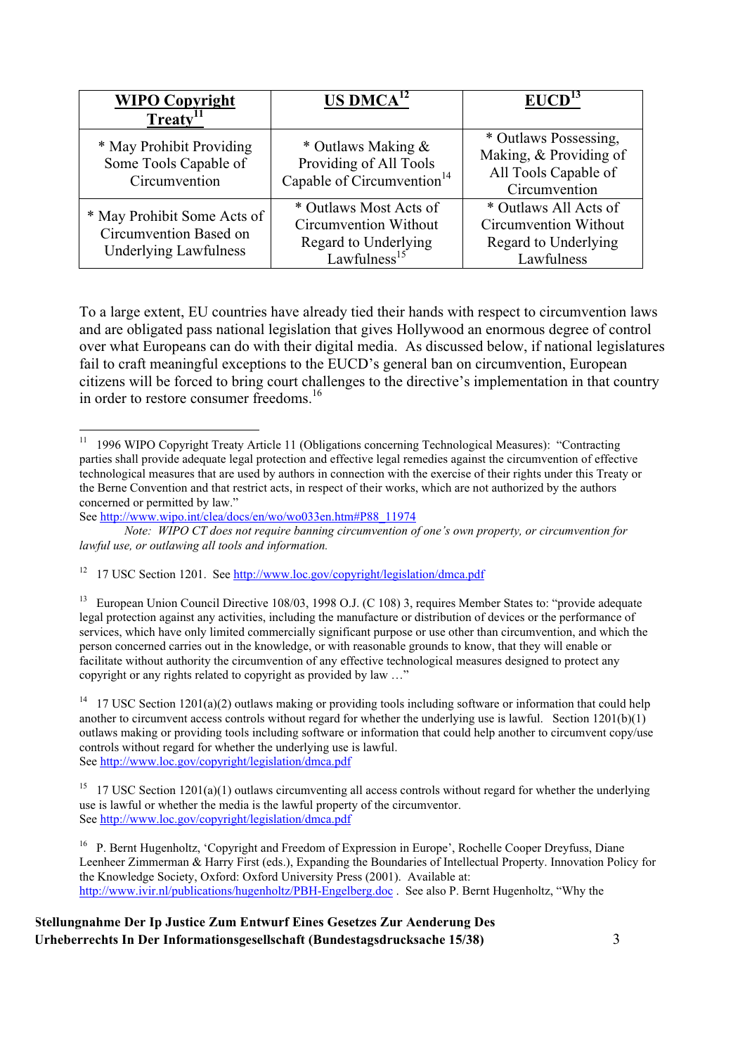| WIPO Copyright Treaty[11] | US DMCA[12] | EUCD[13] |
|---|---|---|
| * May Prohibit Providing Some Tools Capable of Circumvention | * Outlaws Making & Providing of All Tools Capable of Circumvention[14] | * Outlaws Possessing, Making, & Providing of All Tools Capable of Circumvention |
| * May Prohibit Some Acts of Circumvention Based on Underlying Lawfulness | * Outlaws Most Acts of Circumvention Without Regard to Underlying Lawfulness[15] | * Outlaws All Acts of Circumvention Without Regard to Underlying Lawfulness |

To a large extent, EU countries have already tied their hands with respect to circumvention laws and are obligated pass national legislation that gives Hollywood an enormous degree of control over what Europeans can do with their digital media. As discussed below, if national legislatures fail to craft meaningful exceptions to the EUCD's general ban on circumvention, European citizens will be forced to bring court challenges to the directive's implementation in that country in order to restore consumer freedoms.[16]

---

[11] 1996 WIPO Copyright Treaty Article 11 (Obligations concerning Technological Measures): "Contracting parties shall provide adequate legal protection and effective legal remedies against the circumvention of effective technological measures that are used by authors in connection with the exercise of their rights under this Treaty or the Berne Convention and that restrict acts, in respect of their works, which are not authorized by the authors concerned or permitted by law."
See http://www.wipo.int/clea/docs/en/wo/wo033en.htm#P88_11974
*Note: WIPO CT does not require banning circumvention of one's own property, or circumvention for lawful use, or outlawing all tools and information.*

[12] 17 USC Section 1201. See http://www.loc.gov/copyright/legislation/dmca.pdf

[13] European Union Council Directive 108/03, 1998 O.J. (C 108) 3, requires Member States to: "provide adequate legal protection against any activities, including the manufacture or distribution of devices or the performance of services, which have only limited commercially significant purpose or use other than circumvention, and which the person concerned carries out in the knowledge, or with reasonable grounds to know, that they will enable or facilitate without authority the circumvention of any effective technological measures designed to protect any copyright or any rights related to copyright as provided by law …"

[14] 17 USC Section 1201(a)(2) outlaws making or providing tools including software or information that could help another to circumvent access controls without regard for whether the underlying use is lawful. Section 1201(b)(1) outlaws making or providing tools including software or information that could help another to circumvent copy/use controls without regard for whether the underlying use is lawful.
See http://www.loc.gov/copyright/legislation/dmca.pdf

[15] 17 USC Section 1201(a)(1) outlaws circumventing all access controls without regard for whether the underlying use is lawful or whether the media is the lawful property of the circumventor.
See http://www.loc.gov/copyright/legislation/dmca.pdf

[16] P. Bernt Hugenholtz, 'Copyright and Freedom of Expression in Europe', Rochelle Cooper Dreyfuss, Diane Leenheer Zimmerman & Harry First (eds.), Expanding the Boundaries of Intellectual Property. Innovation Policy for the Knowledge Society, Oxford: Oxford University Press (2001). Available at: http://www.ivir.nl/publications/hugenholtz/PBH-Engelberg.doc . See also P. Bernt Hugenholtz, "Why the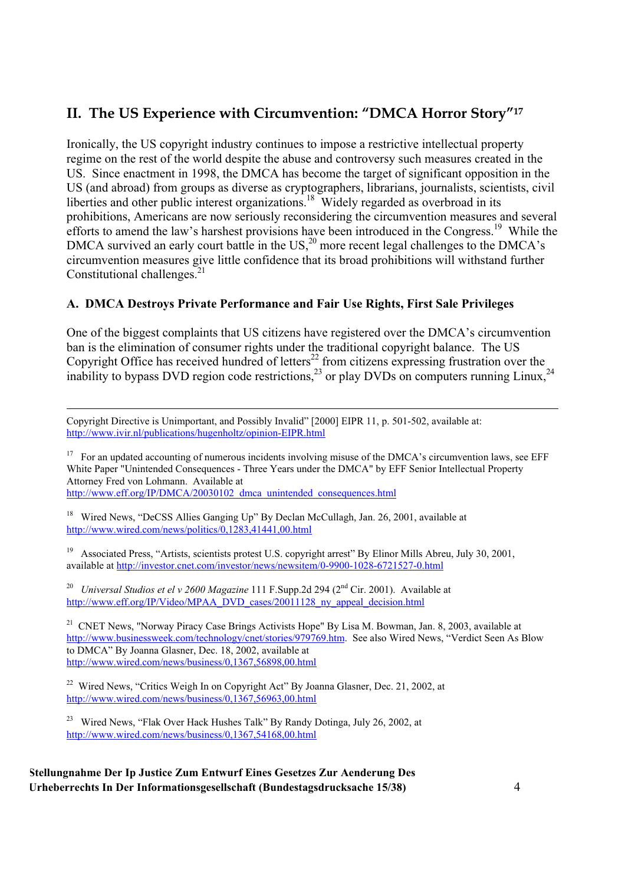## II. The US Experience with Circumvention: "DMCA Horror Story"[17]

Ironically, the US copyright industry continues to impose a restrictive intellectual property regime on the rest of the world despite the abuse and controversy such measures created in the US. Since enactment in 1998, the DMCA has become the target of significant opposition in the US (and abroad) from groups as diverse as cryptographers, librarians, journalists, scientists, civil liberties and other public interest organizations.[18] Widely regarded as overbroad in its prohibitions, Americans are now seriously reconsidering the circumvention measures and several efforts to amend the law's harshest provisions have been introduced in the Congress.[19] While the DMCA survived an early court battle in the US,[20] more recent legal challenges to the DMCA's circumvention measures give little confidence that its broad prohibitions will withstand further Constitutional challenges.[21]

### A. DMCA Destroys Private Performance and Fair Use Rights, First Sale Privileges

One of the biggest complaints that US citizens have registered over the DMCA's circumvention ban is the elimination of consumer rights under the traditional copyright balance. The US Copyright Office has received hundred of letters[22] from citizens expressing frustration over the inability to bypass DVD region code restrictions,[23] or play DVDs on computers running Linux,[24]

---

Copyright Directive is Unimportant, and Possibly Invalid" [2000] EIPR 11, p. 501-502, available at: http://www.ivir.nl/publications/hugenholtz/opinion-EIPR.html

[17] For an updated accounting of numerous incidents involving misuse of the DMCA's circumvention laws, see EFF White Paper "Unintended Consequences - Three Years under the DMCA" by EFF Senior Intellectual Property Attorney Fred von Lohmann. Available at http://www.eff.org/IP/DMCA/20030102_dmca_unintended_consequences.html

[18] Wired News, "DeCSS Allies Ganging Up" By Declan McCullagh, Jan. 26, 2001, available at http://www.wired.com/news/politics/0,1283,41441,00.html

[19] Associated Press, "Artists, scientists protest U.S. copyright arrest" By Elinor Mills Abreu, July 30, 2001, available at http://investor.cnet.com/investor/news/newsitem/0-9900-1028-6721527-0.html

[20] *Universal Studios et el v 2600 Magazine* 111 F.Supp.2d 294 (2nd Cir. 2001). Available at http://www.eff.org/IP/Video/MPAA_DVD_cases/20011128_ny_appeal_decision.html

[21] CNET News, "Norway Piracy Case Brings Activists Hope" By Lisa M. Bowman, Jan. 8, 2003, available at http://www.businessweek.com/technology/cnet/stories/979769.htm. See also Wired News, "Verdict Seen As Blow to DMCA" By Joanna Glasner, Dec. 18, 2002, available at http://www.wired.com/news/business/0,1367,56898,00.html

[22] Wired News, "Critics Weigh In on Copyright Act" By Joanna Glasner, Dec. 21, 2002, at http://www.wired.com/news/business/0,1367,56963,00.html

[23] Wired News, "Flak Over Hack Hushes Talk" By Randy Dotinga, July 26, 2002, at http://www.wired.com/news/business/0,1367,54168,00.html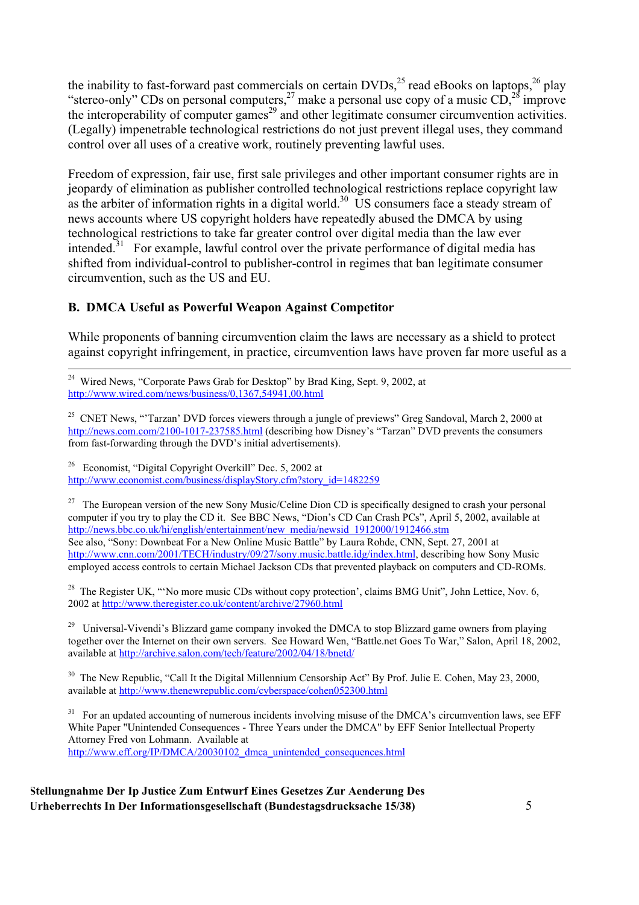the inability to fast-forward past commercials on certain DVDs,[25] read eBooks on laptops,[26] play "stereo-only" CDs on personal computers,[27] make a personal use copy of a music CD,[28] improve the interoperability of computer games[29] and other legitimate consumer circumvention activities. (Legally) impenetrable technological restrictions do not just prevent illegal uses, they command control over all uses of a creative work, routinely preventing lawful uses.

Freedom of expression, fair use, first sale privileges and other important consumer rights are in jeopardy of elimination as publisher controlled technological restrictions replace copyright law as the arbiter of information rights in a digital world.[30] US consumers face a steady stream of news accounts where US copyright holders have repeatedly abused the DMCA by using technological restrictions to take far greater control over digital media than the law ever intended.[31] For example, lawful control over the private performance of digital media has shifted from individual-control to publisher-control in regimes that ban legitimate consumer circumvention, such as the US and EU.

### B. DMCA Useful as Powerful Weapon Against Competitor

While proponents of banning circumvention claim the laws are necessary as a shield to protect against copyright infringement, in practice, circumvention laws have proven far more useful as a

---

[24] Wired News, "Corporate Paws Grab for Desktop" by Brad King, Sept. 9, 2002, at http://www.wired.com/news/business/0,1367,54941,00.html

[25] CNET News, "'Tarzan' DVD forces viewers through a jungle of previews" Greg Sandoval, March 2, 2000 at http://news.com.com/2100-1017-237585.html (describing how Disney's "Tarzan" DVD prevents the consumers from fast-forwarding through the DVD's initial advertisements).

[26] Economist, "Digital Copyright Overkill" Dec. 5, 2002 at http://www.economist.com/business/displayStory.cfm?story_id=1482259

[27] The European version of the new Sony Music/Celine Dion CD is specifically designed to crash your personal computer if you try to play the CD it. See BBC News, "Dion's CD Can Crash PCs", April 5, 2002, available at http://news.bbc.co.uk/hi/english/entertainment/new_media/newsid_1912000/1912466.stm
See also, "Sony: Downbeat For a New Online Music Battle" by Laura Rohde, CNN, Sept. 27, 2001 at http://www.cnn.com/2001/TECH/industry/09/27/sony.music.battle.idg/index.html, describing how Sony Music employed access controls to certain Michael Jackson CDs that prevented playback on computers and CD-ROMs.

[28] The Register UK, "'No more music CDs without copy protection', claims BMG Unit", John Lettice, Nov. 6, 2002 at http://www.theregister.co.uk/content/archive/27960.html

[29] Universal-Vivendi's Blizzard game company invoked the DMCA to stop Blizzard game owners from playing together over the Internet on their own servers. See Howard Wen, "Battle.net Goes To War," Salon, April 18, 2002, available at http://archive.salon.com/tech/feature/2002/04/18/bnetd/

[30] The New Republic, "Call It the Digital Millennium Censorship Act" By Prof. Julie E. Cohen, May 23, 2000, available at http://www.thenewrepublic.com/cyberspace/cohen052300.html

[31] For an updated accounting of numerous incidents involving misuse of the DMCA's circumvention laws, see EFF White Paper "Unintended Consequences - Three Years under the DMCA" by EFF Senior Intellectual Property Attorney Fred von Lohmann. Available at http://www.eff.org/IP/DMCA/20030102_dmca_unintended_consequences.html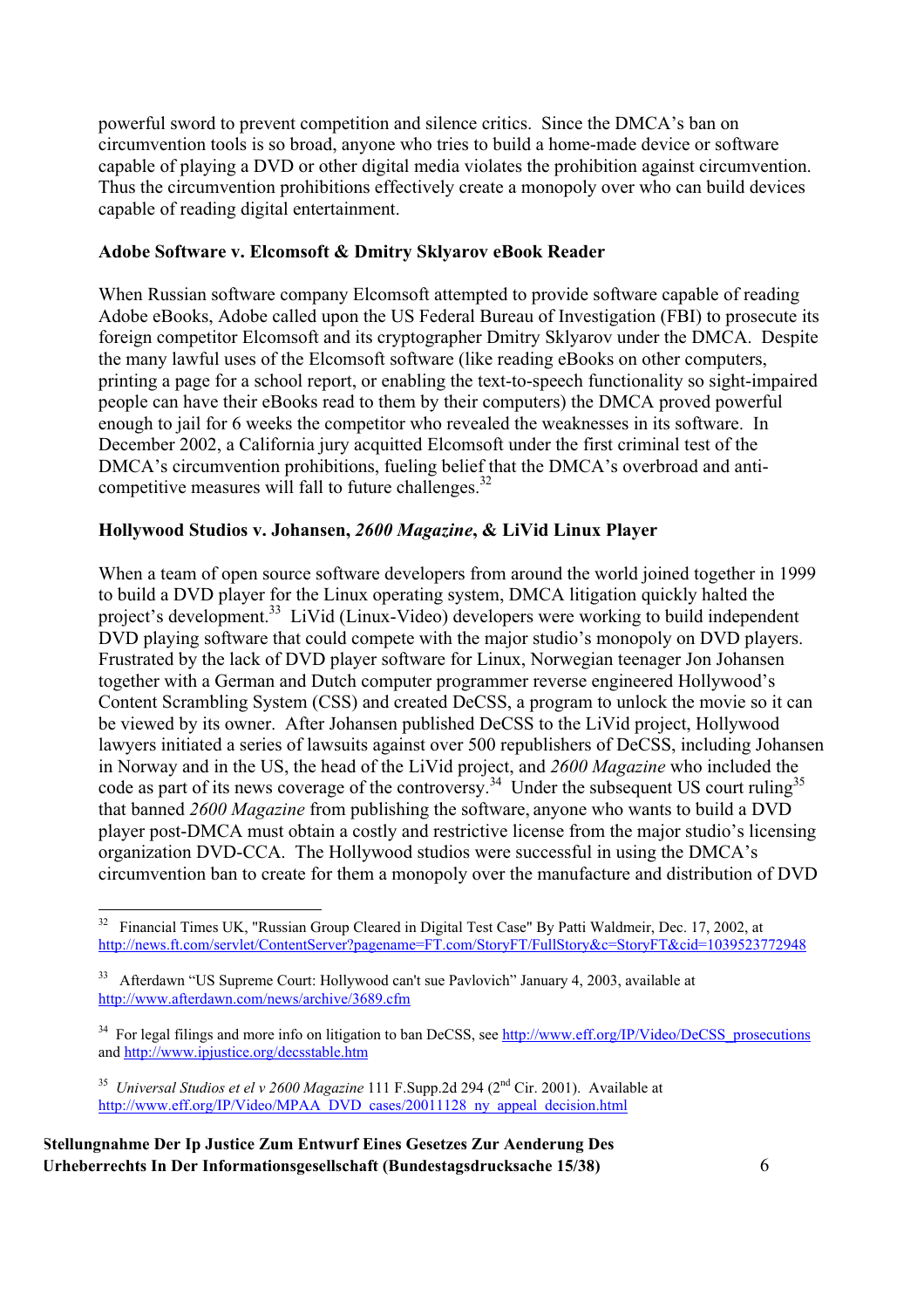powerful sword to prevent competition and silence critics. Since the DMCA's ban on circumvention tools is so broad, anyone who tries to build a home-made device or software capable of playing a DVD or other digital media violates the prohibition against circumvention. Thus the circumvention prohibitions effectively create a monopoly over who can build devices capable of reading digital entertainment.

**Adobe Software v. Elcomsoft & Dmitry Sklyarov eBook Reader**

When Russian software company Elcomsoft attempted to provide software capable of reading Adobe eBooks, Adobe called upon the US Federal Bureau of Investigation (FBI) to prosecute its foreign competitor Elcomsoft and its cryptographer Dmitry Sklyarov under the DMCA. Despite the many lawful uses of the Elcomsoft software (like reading eBooks on other computers, printing a page for a school report, or enabling the text-to-speech functionality so sight-impaired people can have their eBooks read to them by their computers) the DMCA proved powerful enough to jail for 6 weeks the competitor who revealed the weaknesses in its software. In December 2002, a California jury acquitted Elcomsoft under the first criminal test of the DMCA's circumvention prohibitions, fueling belief that the DMCA's overbroad and anti-competitive measures will fall to future challenges.[32]

**Hollywood Studios v. Johansen, *2600 Magazine*, & LiVid Linux Player**

When a team of open source software developers from around the world joined together in 1999 to build a DVD player for the Linux operating system, DMCA litigation quickly halted the project's development.[33] LiVid (Linux-Video) developers were working to build independent DVD playing software that could compete with the major studio's monopoly on DVD players. Frustrated by the lack of DVD player software for Linux, Norwegian teenager Jon Johansen together with a German and Dutch computer programmer reverse engineered Hollywood's Content Scrambling System (CSS) and created DeCSS, a program to unlock the movie so it can be viewed by its owner. After Johansen published DeCSS to the LiVid project, Hollywood lawyers initiated a series of lawsuits against over 500 republishers of DeCSS, including Johansen in Norway and in the US, the head of the LiVid project, and *2600 Magazine* who included the code as part of its news coverage of the controversy.[34] Under the subsequent US court ruling[35] that banned *2600 Magazine* from publishing the software, anyone who wants to build a DVD player post-DMCA must obtain a costly and restrictive license from the major studio's licensing organization DVD-CCA. The Hollywood studios were successful in using the DMCA's circumvention ban to create for them a monopoly over the manufacture and distribution of DVD

---

[32] Financial Times UK, "Russian Group Cleared in Digital Test Case" By Patti Waldmeir, Dec. 17, 2002, at http://news.ft.com/servlet/ContentServer?pagename=FT.com/StoryFT/FullStory&c=StoryFT&cid=1039523772948

[33] Afterdawn "US Supreme Court: Hollywood can't sue Pavlovich" January 4, 2003, available at http://www.afterdawn.com/news/archive/3689.cfm

[34] For legal filings and more info on litigation to ban DeCSS, see http://www.eff.org/IP/Video/DeCSS_prosecutions and http://www.ipjustice.org/decsstable.htm

[35] *Universal Studios et el v 2600 Magazine* 111 F.Supp.2d 294 (2[nd] Cir. 2001). Available at http://www.eff.org/IP/Video/MPAA_DVD_cases/20011128_ny_appeal_decision.html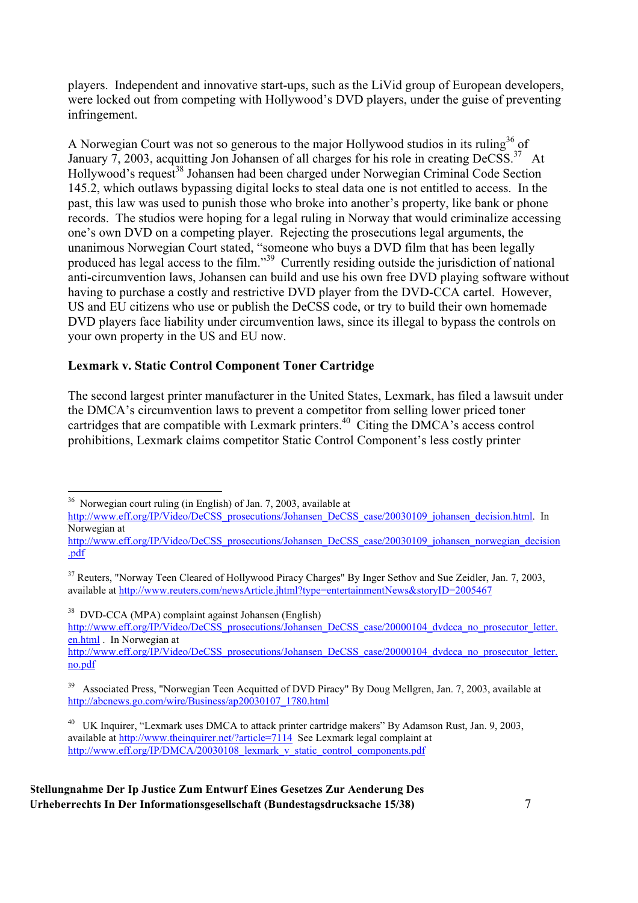players. Independent and innovative start-ups, such as the LiVid group of European developers, were locked out from competing with Hollywood's DVD players, under the guise of preventing infringement.

A Norwegian Court was not so generous to the major Hollywood studios in its ruling[36] of January 7, 2003, acquitting Jon Johansen of all charges for his role in creating DeCSS.[37] At Hollywood's request[38] Johansen had been charged under Norwegian Criminal Code Section 145.2, which outlaws bypassing digital locks to steal data one is not entitled to access. In the past, this law was used to punish those who broke into another's property, like bank or phone records. The studios were hoping for a legal ruling in Norway that would criminalize accessing one's own DVD on a competing player. Rejecting the prosecutions legal arguments, the unanimous Norwegian Court stated, "someone who buys a DVD film that has been legally produced has legal access to the film."[39] Currently residing outside the jurisdiction of national anti-circumvention laws, Johansen can build and use his own free DVD playing software without having to purchase a costly and restrictive DVD player from the DVD-CCA cartel. However, US and EU citizens who use or publish the DeCSS code, or try to build their own homemade DVD players face liability under circumvention laws, since its illegal to bypass the controls on your own property in the US and EU now.

**Lexmark v. Static Control Component Toner Cartridge**

The second largest printer manufacturer in the United States, Lexmark, has filed a lawsuit under the DMCA's circumvention laws to prevent a competitor from selling lower priced toner cartridges that are compatible with Lexmark printers.[40] Citing the DMCA's access control prohibitions, Lexmark claims competitor Static Control Component's less costly printer

---

[36] Norwegian court ruling (in English) of Jan. 7, 2003, available at http://www.eff.org/IP/Video/DeCSS_prosecutions/Johansen_DeCSS_case/20030109_johansen_decision.html. In Norwegian at http://www.eff.org/IP/Video/DeCSS_prosecutions/Johansen_DeCSS_case/20030109_johansen_norwegian_decision.pdf

[37] Reuters, "Norway Teen Cleared of Hollywood Piracy Charges" By Inger Sethov and Sue Zeidler, Jan. 7, 2003, available at http://www.reuters.com/newsArticle.jhtml?type=entertainmentNews&storyID=2005467

[38] DVD-CCA (MPA) complaint against Johansen (English) http://www.eff.org/IP/Video/DeCSS_prosecutions/Johansen_DeCSS_case/20000104_dvdcca_no_prosecutor_letter.en.html . In Norwegian at http://www.eff.org/IP/Video/DeCSS_prosecutions/Johansen_DeCSS_case/20000104_dvdcca_no_prosecutor_letter.no.pdf

[39] Associated Press, "Norwegian Teen Acquitted of DVD Piracy" By Doug Mellgren, Jan. 7, 2003, available at http://abcnews.go.com/wire/Business/ap20030107_1780.html

[40] UK Inquirer, "Lexmark uses DMCA to attack printer cartridge makers" By Adamson Rust, Jan. 9, 2003, available at http://www.theinquirer.net/?article=7114 See Lexmark legal complaint at http://www.eff.org/IP/DMCA/20030108_lexmark_v_static_control_components.pdf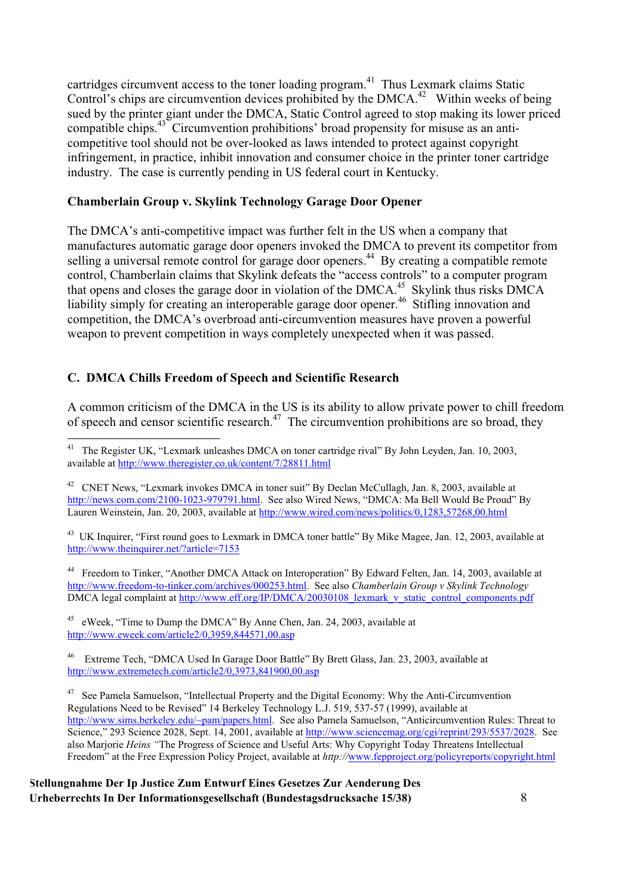cartridges circumvent access to the toner loading program.[41] Thus Lexmark claims Static Control's chips are circumvention devices prohibited by the DMCA.[42] Within weeks of being sued by the printer giant under the DMCA, Static Control agreed to stop making its lower priced compatible chips.[43] Circumvention prohibitions' broad propensity for misuse as an anti-competitive tool should not be over-looked as laws intended to protect against copyright infringement, in practice, inhibit innovation and consumer choice in the printer toner cartridge industry. The case is currently pending in US federal court in Kentucky.

**Chamberlain Group v. Skylink Technology Garage Door Opener**

The DMCA's anti-competitive impact was further felt in the US when a company that manufactures automatic garage door openers invoked the DMCA to prevent its competitor from selling a universal remote control for garage door openers.[44] By creating a compatible remote control, Chamberlain claims that Skylink defeats the "access controls" to a computer program that opens and closes the garage door in violation of the DMCA.[45] Skylink thus risks DMCA liability simply for creating an interoperable garage door opener.[46] Stifling innovation and competition, the DMCA's overbroad anti-circumvention measures have proven a powerful weapon to prevent competition in ways completely unexpected when it was passed.

### C. DMCA Chills Freedom of Speech and Scientific Research

A common criticism of the DMCA in the US is its ability to allow private power to chill freedom of speech and censor scientific research.[47] The circumvention prohibitions are so broad, they

---

[41] The Register UK, "Lexmark unleashes DMCA on toner cartridge rival" By John Leyden, Jan. 10, 2003, available at http://www.theregister.co.uk/content/7/28811.html

[42] CNET News, "Lexmark invokes DMCA in toner suit" By Declan McCullagh, Jan. 8, 2003, available at http://news.com.com/2100-1023-979791.html. See also Wired News, "DMCA: Ma Bell Would Be Proud" By Lauren Weinstein, Jan. 20, 2003, available at http://www.wired.com/news/politics/0,1283,57268,00.html

[43] UK Inquirer, "First round goes to Lexmark in DMCA toner battle" By Mike Magee, Jan. 12, 2003, available at http://www.theinquirer.net/?article=7153

[44] Freedom to Tinker, "Another DMCA Attack on Interoperation" By Edward Felten, Jan. 14, 2003, available at http://www.freedom-to-tinker.com/archives/000253.html. See also *Chamberlain Group v Skylink Technology* DMCA legal complaint at http://www.eff.org/IP/DMCA/20030108_lexmark_v_static_control_components.pdf

[45] eWeek, "Time to Dump the DMCA" By Anne Chen, Jan. 24, 2003, available at http://www.eweek.com/article2/0,3959,844571,00.asp

[46] Extreme Tech, "DMCA Used In Garage Door Battle" By Brett Glass, Jan. 23, 2003, available at http://www.extremetech.com/article2/0,3973,841900,00.asp

[47] See Pamela Samuelson, "Intellectual Property and the Digital Economy: Why the Anti-Circumvention Regulations Need to be Revised" 14 Berkeley Technology L.J. 519, 537-57 (1999), available at http://www.sims.berkeley.edu/~pam/papers.html. See also Pamela Samuelson, "Anticircumvention Rules: Threat to Science," 293 Science 2028, Sept. 14, 2001, available at http://www.sciencemag.org/cgi/reprint/293/5537/2028. See also Marjorie *Heins "*The Progress of Science and Useful Arts: Why Copyright Today Threatens Intellectual Freedom" at the Free Expression Policy Project, available at *http://*www.fepproject.org/policyreports/copyright.html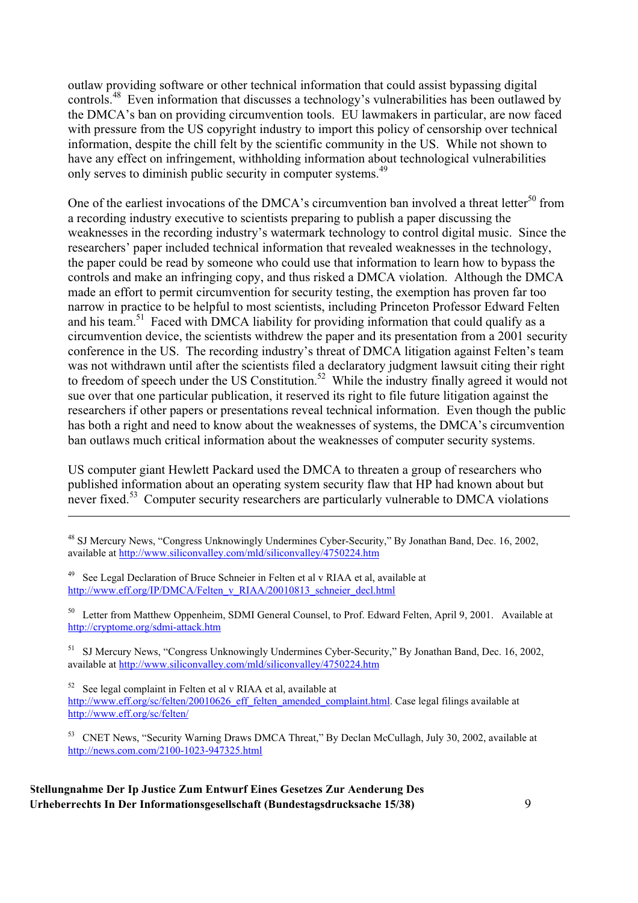outlaw providing software or other technical information that could assist bypassing digital controls.[48] Even information that discusses a technology's vulnerabilities has been outlawed by the DMCA's ban on providing circumvention tools. EU lawmakers in particular, are now faced with pressure from the US copyright industry to import this policy of censorship over technical information, despite the chill felt by the scientific community in the US. While not shown to have any effect on infringement, withholding information about technological vulnerabilities only serves to diminish public security in computer systems.[49]

One of the earliest invocations of the DMCA's circumvention ban involved a threat letter[50] from a recording industry executive to scientists preparing to publish a paper discussing the weaknesses in the recording industry's watermark technology to control digital music. Since the researchers' paper included technical information that revealed weaknesses in the technology, the paper could be read by someone who could use that information to learn how to bypass the controls and make an infringing copy, and thus risked a DMCA violation. Although the DMCA made an effort to permit circumvention for security testing, the exemption has proven far too narrow in practice to be helpful to most scientists, including Princeton Professor Edward Felten and his team.[51] Faced with DMCA liability for providing information that could qualify as a circumvention device, the scientists withdrew the paper and its presentation from a 2001 security conference in the US. The recording industry's threat of DMCA litigation against Felten's team was not withdrawn until after the scientists filed a declaratory judgment lawsuit citing their right to freedom of speech under the US Constitution.[52] While the industry finally agreed it would not sue over that one particular publication, it reserved its right to file future litigation against the researchers if other papers or presentations reveal technical information. Even though the public has both a right and need to know about the weaknesses of systems, the DMCA's circumvention ban outlaws much critical information about the weaknesses of computer security systems.

US computer giant Hewlett Packard used the DMCA to threaten a group of researchers who published information about an operating system security flaw that HP had known about but never fixed.[53] Computer security researchers are particularly vulnerable to DMCA violations

---

[48] SJ Mercury News, "Congress Unknowingly Undermines Cyber-Security," By Jonathan Band, Dec. 16, 2002, available at http://www.siliconvalley.com/mld/siliconvalley/4750224.htm

[49] See Legal Declaration of Bruce Schneier in Felten et al v RIAA et al, available at http://www.eff.org/IP/DMCA/Felten_v_RIAA/20010813_schneier_decl.html

[50] Letter from Matthew Oppenheim, SDMI General Counsel, to Prof. Edward Felten, April 9, 2001. Available at http://cryptome.org/sdmi-attack.htm

[51] SJ Mercury News, "Congress Unknowingly Undermines Cyber-Security," By Jonathan Band, Dec. 16, 2002, available at http://www.siliconvalley.com/mld/siliconvalley/4750224.htm

[52] See legal complaint in Felten et al v RIAA et al, available at http://www.eff.org/sc/felten/20010626_eff_felten_amended_complaint.html. Case legal filings available at http://www.eff.org/sc/felten/

[53] CNET News, "Security Warning Draws DMCA Threat," By Declan McCullagh, July 30, 2002, available at http://news.com.com/2100-1023-947325.html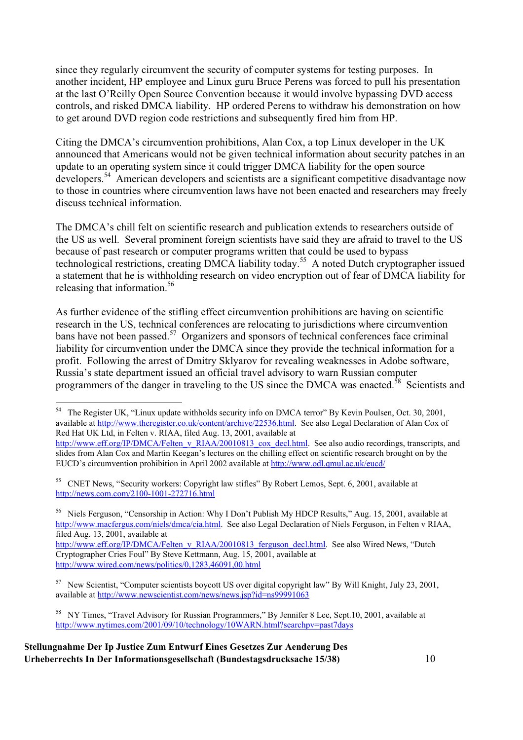since they regularly circumvent the security of computer systems for testing purposes. In another incident, HP employee and Linux guru Bruce Perens was forced to pull his presentation at the last O'Reilly Open Source Convention because it would involve bypassing DVD access controls, and risked DMCA liability. HP ordered Perens to withdraw his demonstration on how to get around DVD region code restrictions and subsequently fired him from HP.

Citing the DMCA's circumvention prohibitions, Alan Cox, a top Linux developer in the UK announced that Americans would not be given technical information about security patches in an update to an operating system since it could trigger DMCA liability for the open source developers.[54] American developers and scientists are a significant competitive disadvantage now to those in countries where circumvention laws have not been enacted and researchers may freely discuss technical information.

The DMCA's chill felt on scientific research and publication extends to researchers outside of the US as well. Several prominent foreign scientists have said they are afraid to travel to the US because of past research or computer programs written that could be used to bypass technological restrictions, creating DMCA liability today.[55] A noted Dutch cryptographer issued a statement that he is withholding research on video encryption out of fear of DMCA liability for releasing that information.[56]

As further evidence of the stifling effect circumvention prohibitions are having on scientific research in the US, technical conferences are relocating to jurisdictions where circumvention bans have not been passed.[57] Organizers and sponsors of technical conferences face criminal liability for circumvention under the DMCA since they provide the technical information for a profit. Following the arrest of Dmitry Sklyarov for revealing weaknesses in Adobe software, Russia's state department issued an official travel advisory to warn Russian computer programmers of the danger in traveling to the US since the DMCA was enacted.[58] Scientists and

---

[54] The Register UK, "Linux update withholds security info on DMCA terror" By Kevin Poulsen, Oct. 30, 2001, available at http://www.theregister.co.uk/content/archive/22536.html. See also Legal Declaration of Alan Cox of Red Hat UK Ltd, in Felten v. RIAA, filed Aug. 13, 2001, available at http://www.eff.org/IP/DMCA/Felten_v_RIAA/20010813_cox_decl.html. See also audio recordings, transcripts, and slides from Alan Cox and Martin Keegan's lectures on the chilling effect on scientific research brought on by the EUCD's circumvention prohibition in April 2002 available at http://www.odl.qmul.ac.uk/eucd/

[55] CNET News, "Security workers: Copyright law stifles" By Robert Lemos, Sept. 6, 2001, available at http://news.com.com/2100-1001-272716.html

[56] Niels Ferguson, "Censorship in Action: Why I Don't Publish My HDCP Results," Aug. 15, 2001, available at http://www.macfergus.com/niels/dmca/cia.html. See also Legal Declaration of Niels Ferguson, in Felten v RIAA, filed Aug. 13, 2001, available at http://www.eff.org/IP/DMCA/Felten_v_RIAA/20010813_ferguson_decl.html. See also Wired News, "Dutch Cryptographer Cries Foul" By Steve Kettmann, Aug. 15, 2001, available at http://www.wired.com/news/politics/0,1283,46091,00.html

[57] New Scientist, "Computer scientists boycott US over digital copyright law" By Will Knight, July 23, 2001, available at http://www.newscientist.com/news/news.jsp?id=ns99991063

[58] NY Times, "Travel Advisory for Russian Programmers," By Jennifer 8 Lee, Sept.10, 2001, available at http://www.nytimes.com/2001/09/10/technology/10WARN.html?searchpv=past7days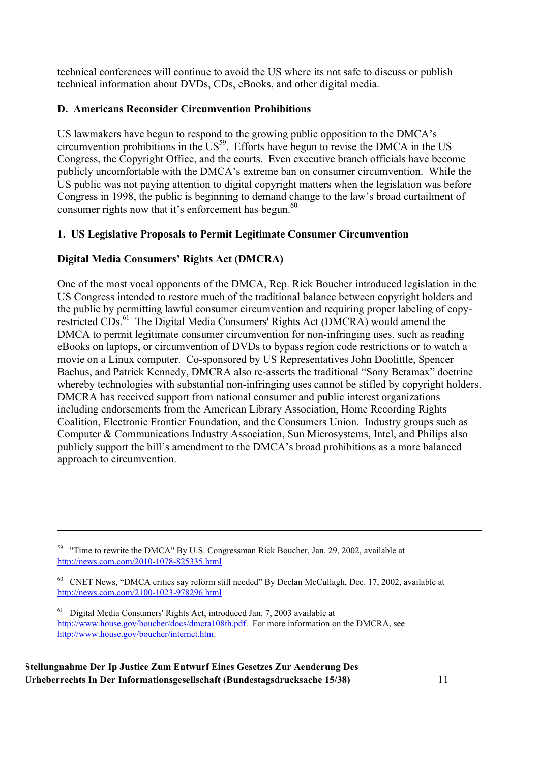technical conferences will continue to avoid the US where its not safe to discuss or publish technical information about DVDs, CDs, eBooks, and other digital media.

### D. Americans Reconsider Circumvention Prohibitions

US lawmakers have begun to respond to the growing public opposition to the DMCA's circumvention prohibitions in the US[59]. Efforts have begun to revise the DMCA in the US Congress, the Copyright Office, and the courts. Even executive branch officials have become publicly uncomfortable with the DMCA's extreme ban on consumer circumvention. While the US public was not paying attention to digital copyright matters when the legislation was before Congress in 1998, the public is beginning to demand change to the law's broad curtailment of consumer rights now that it's enforcement has begun.[60]

#### 1. US Legislative Proposals to Permit Legitimate Consumer Circumvention

**Digital Media Consumers' Rights Act (DMCRA)**

One of the most vocal opponents of the DMCA, Rep. Rick Boucher introduced legislation in the US Congress intended to restore much of the traditional balance between copyright holders and the public by permitting lawful consumer circumvention and requiring proper labeling of copy-restricted CDs.[61] The Digital Media Consumers' Rights Act (DMCRA) would amend the DMCA to permit legitimate consumer circumvention for non-infringing uses, such as reading eBooks on laptops, or circumvention of DVDs to bypass region code restrictions or to watch a movie on a Linux computer. Co-sponsored by US Representatives John Doolittle, Spencer Bachus, and Patrick Kennedy, DMCRA also re-asserts the traditional "Sony Betamax" doctrine whereby technologies with substantial non-infringing uses cannot be stifled by copyright holders. DMCRA has received support from national consumer and public interest organizations including endorsements from the American Library Association, Home Recording Rights Coalition, Electronic Frontier Foundation, and the Consumers Union. Industry groups such as Computer & Communications Industry Association, Sun Microsystems, Intel, and Philips also publicly support the bill's amendment to the DMCA's broad prohibitions as a more balanced approach to circumvention.

---

[59] "Time to rewrite the DMCA" By U.S. Congressman Rick Boucher, Jan. 29, 2002, available at http://news.com.com/2010-1078-825335.html

[60] CNET News, "DMCA critics say reform still needed" By Declan McCullagh, Dec. 17, 2002, available at http://news.com.com/2100-1023-978296.html

[61] Digital Media Consumers' Rights Act, introduced Jan. 7, 2003 available at http://www.house.gov/boucher/docs/dmcra108th.pdf. For more information on the DMCRA, see http://www.house.gov/boucher/internet.htm.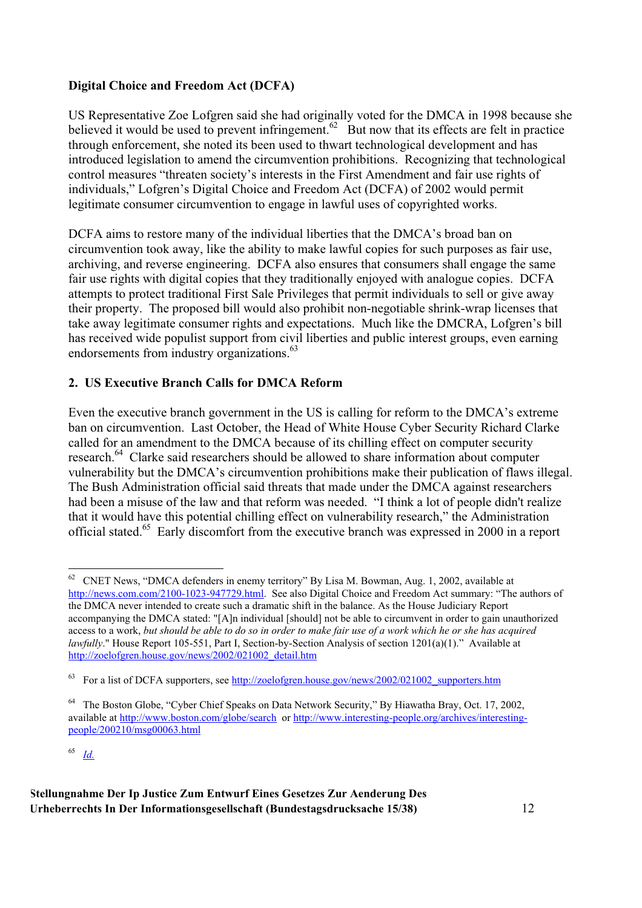**Digital Choice and Freedom Act (DCFA)**

US Representative Zoe Lofgren said she had originally voted for the DMCA in 1998 because she believed it would be used to prevent infringement.[62] But now that its effects are felt in practice through enforcement, she noted its been used to thwart technological development and has introduced legislation to amend the circumvention prohibitions. Recognizing that technological control measures "threaten society's interests in the First Amendment and fair use rights of individuals," Lofgren's Digital Choice and Freedom Act (DCFA) of 2002 would permit legitimate consumer circumvention to engage in lawful uses of copyrighted works.

DCFA aims to restore many of the individual liberties that the DMCA's broad ban on circumvention took away, like the ability to make lawful copies for such purposes as fair use, archiving, and reverse engineering. DCFA also ensures that consumers shall engage the same fair use rights with digital copies that they traditionally enjoyed with analogue copies. DCFA attempts to protect traditional First Sale Privileges that permit individuals to sell or give away their property. The proposed bill would also prohibit non-negotiable shrink-wrap licenses that take away legitimate consumer rights and expectations. Much like the DMCRA, Lofgren's bill has received wide populist support from civil liberties and public interest groups, even earning endorsements from industry organizations.[63]

## 2. US Executive Branch Calls for DMCA Reform

Even the executive branch government in the US is calling for reform to the DMCA's extreme ban on circumvention. Last October, the Head of White House Cyber Security Richard Clarke called for an amendment to the DMCA because of its chilling effect on computer security research.[64] Clarke said researchers should be allowed to share information about computer vulnerability but the DMCA's circumvention prohibitions make their publication of flaws illegal. The Bush Administration official said threats that made under the DMCA against researchers had been a misuse of the law and that reform was needed. "I think a lot of people didn't realize that it would have this potential chilling effect on vulnerability research," the Administration official stated.[65] Early discomfort from the executive branch was expressed in 2000 in a report

---

[62] CNET News, "DMCA defenders in enemy territory" By Lisa M. Bowman, Aug. 1, 2002, available at http://news.com.com/2100-1023-947729.html. See also Digital Choice and Freedom Act summary: "The authors of the DMCA never intended to create such a dramatic shift in the balance. As the House Judiciary Report accompanying the DMCA stated: "[A]n individual [should] not be able to circumvent in order to gain unauthorized access to a work, *but should be able to do so in order to make fair use of a work which he or she has acquired lawfully*." House Report 105-551, Part I, Section-by-Section Analysis of section 1201(a)(1)." Available at http://zoelofgren.house.gov/news/2002/021002_detail.htm

[63] For a list of DCFA supporters, see http://zoelofgren.house.gov/news/2002/021002_supporters.htm

[64] The Boston Globe, "Cyber Chief Speaks on Data Network Security," By Hiawatha Bray, Oct. 17, 2002, available at http://www.boston.com/globe/search or http://www.interesting-people.org/archives/interesting-people/200210/msg00063.html

[65] *Id.*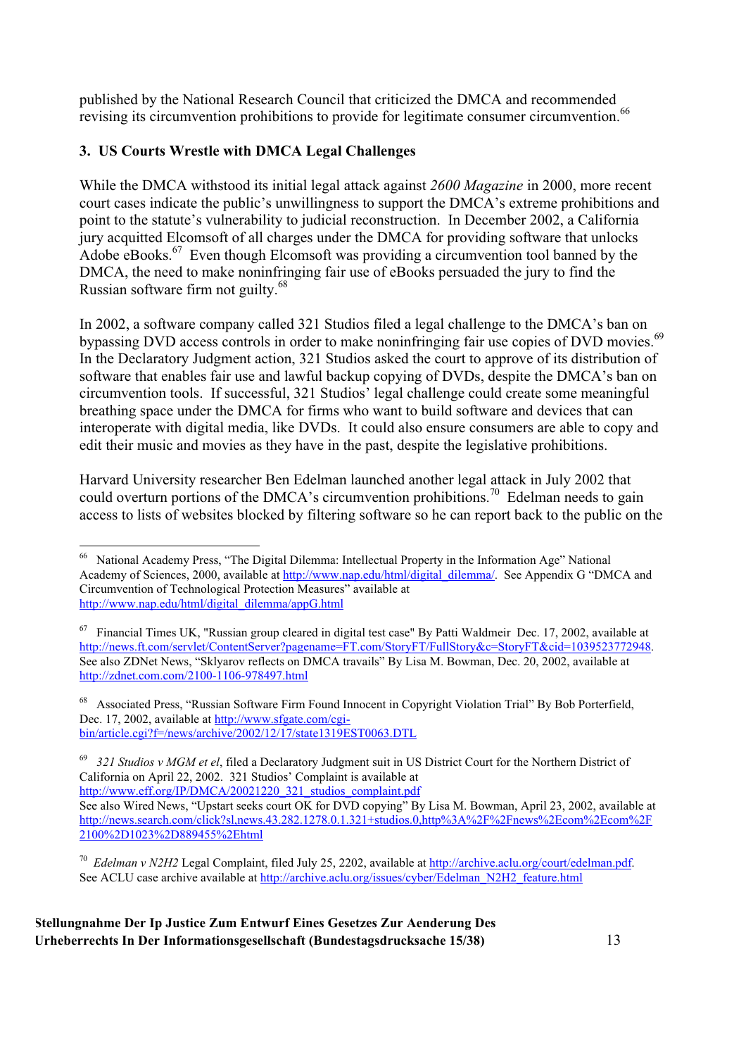published by the National Research Council that criticized the DMCA and recommended revising its circumvention prohibitions to provide for legitimate consumer circumvention.[66]

### 3. US Courts Wrestle with DMCA Legal Challenges

While the DMCA withstood its initial legal attack against *2600 Magazine* in 2000, more recent court cases indicate the public's unwillingness to support the DMCA's extreme prohibitions and point to the statute's vulnerability to judicial reconstruction. In December 2002, a California jury acquitted Elcomsoft of all charges under the DMCA for providing software that unlocks Adobe eBooks.[67] Even though Elcomsoft was providing a circumvention tool banned by the DMCA, the need to make noninfringing fair use of eBooks persuaded the jury to find the Russian software firm not guilty.[68]

In 2002, a software company called 321 Studios filed a legal challenge to the DMCA's ban on bypassing DVD access controls in order to make noninfringing fair use copies of DVD movies.[69] In the Declaratory Judgment action, 321 Studios asked the court to approve of its distribution of software that enables fair use and lawful backup copying of DVDs, despite the DMCA's ban on circumvention tools. If successful, 321 Studios' legal challenge could create some meaningful breathing space under the DMCA for firms who want to build software and devices that can interoperate with digital media, like DVDs. It could also ensure consumers are able to copy and edit their music and movies as they have in the past, despite the legislative prohibitions.

Harvard University researcher Ben Edelman launched another legal attack in July 2002 that could overturn portions of the DMCA's circumvention prohibitions.[70] Edelman needs to gain access to lists of websites blocked by filtering software so he can report back to the public on the

---

[66] National Academy Press, "The Digital Dilemma: Intellectual Property in the Information Age" National Academy of Sciences, 2000, available at http://www.nap.edu/html/digital_dilemma/. See Appendix G "DMCA and Circumvention of Technological Protection Measures" available at http://www.nap.edu/html/digital_dilemma/appG.html

[67] Financial Times UK, "Russian group cleared in digital test case" By Patti Waldmeir Dec. 17, 2002, available at http://news.ft.com/servlet/ContentServer?pagename=FT.com/StoryFT/FullStory&c=StoryFT&cid=1039523772948. See also ZDNet News, "Sklyarov reflects on DMCA travails" By Lisa M. Bowman, Dec. 20, 2002, available at http://zdnet.com.com/2100-1106-978497.html

[68] Associated Press, "Russian Software Firm Found Innocent in Copyright Violation Trial" By Bob Porterfield, Dec. 17, 2002, available at http://www.sfgate.com/cgi-bin/article.cgi?f=/news/archive/2002/12/17/state1319EST0063.DTL

[69] *321 Studios v MGM et el*, filed a Declaratory Judgment suit in US District Court for the Northern District of California on April 22, 2002. 321 Studios' Complaint is available at http://www.eff.org/IP/DMCA/20021220_321_studios_complaint.pdf
See also Wired News, "Upstart seeks court OK for DVD copying" By Lisa M. Bowman, April 23, 2002, available at http://news.search.com/click?sl,news.43.282.1278.0.1.321+studios.0,http%3A%2F%2Fnews%2Ecom%2Ecom%2F2100%2D1023%2D889455%2Ehtml

[70] *Edelman v N2H2* Legal Complaint, filed July 25, 2202, available at http://archive.aclu.org/court/edelman.pdf. See ACLU case archive available at http://archive.aclu.org/issues/cyber/Edelman_N2H2_feature.html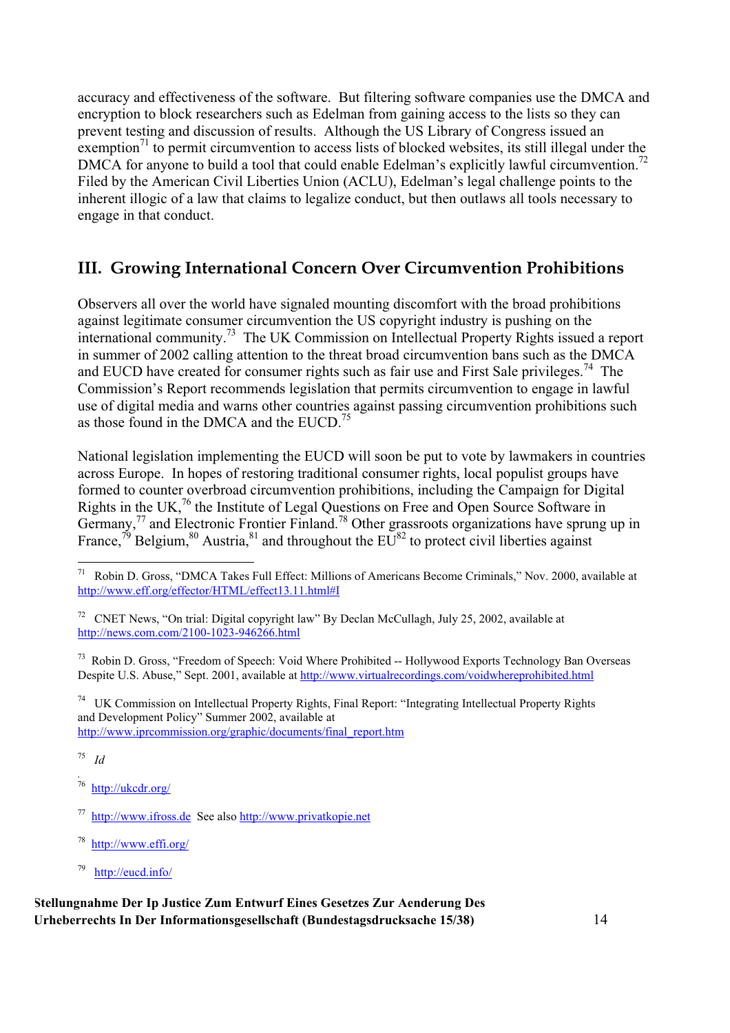accuracy and effectiveness of the software. But filtering software companies use the DMCA and encryption to block researchers such as Edelman from gaining access to the lists so they can prevent testing and discussion of results. Although the US Library of Congress issued an exemption[71] to permit circumvention to access lists of blocked websites, its still illegal under the DMCA for anyone to build a tool that could enable Edelman's explicitly lawful circumvention.[72] Filed by the American Civil Liberties Union (ACLU), Edelman's legal challenge points to the inherent illogic of a law that claims to legalize conduct, but then outlaws all tools necessary to engage in that conduct.

## III. Growing International Concern Over Circumvention Prohibitions

Observers all over the world have signaled mounting discomfort with the broad prohibitions against legitimate consumer circumvention the US copyright industry is pushing on the international community.[73] The UK Commission on Intellectual Property Rights issued a report in summer of 2002 calling attention to the threat broad circumvention bans such as the DMCA and EUCD have created for consumer rights such as fair use and First Sale privileges.[74] The Commission's Report recommends legislation that permits circumvention to engage in lawful use of digital media and warns other countries against passing circumvention prohibitions such as those found in the DMCA and the EUCD.[75]

National legislation implementing the EUCD will soon be put to vote by lawmakers in countries across Europe. In hopes of restoring traditional consumer rights, local populist groups have formed to counter overbroad circumvention prohibitions, including the Campaign for Digital Rights in the UK,[76] the Institute of Legal Questions on Free and Open Source Software in Germany,[77] and Electronic Frontier Finland.[78] Other grassroots organizations have sprung up in France,[79] Belgium,[80] Austria,[81] and throughout the EU[82] to protect civil liberties against

---

[71] Robin D. Gross, "DMCA Takes Full Effect: Millions of Americans Become Criminals," Nov. 2000, available at http://www.eff.org/effector/HTML/effect13.11.html#I

[72] CNET News, "On trial: Digital copyright law" By Declan McCullagh, July 25, 2002, available at http://news.com.com/2100-1023-946266.html

[73] Robin D. Gross, "Freedom of Speech: Void Where Prohibited -- Hollywood Exports Technology Ban Overseas Despite U.S. Abuse," Sept. 2001, available at http://www.virtualrecordings.com/voidwhereprohibited.html

[74] UK Commission on Intellectual Property Rights, Final Report: "Integrating Intellectual Property Rights and Development Policy" Summer 2002, available at http://www.iprcommission.org/graphic/documents/final_report.htm

[75] *Id*.

[76] http://ukcdr.org/

[77] http://www.ifross.de See also http://www.privatkopie.net

[78] http://www.effi.org/

[79] http://eucd.info/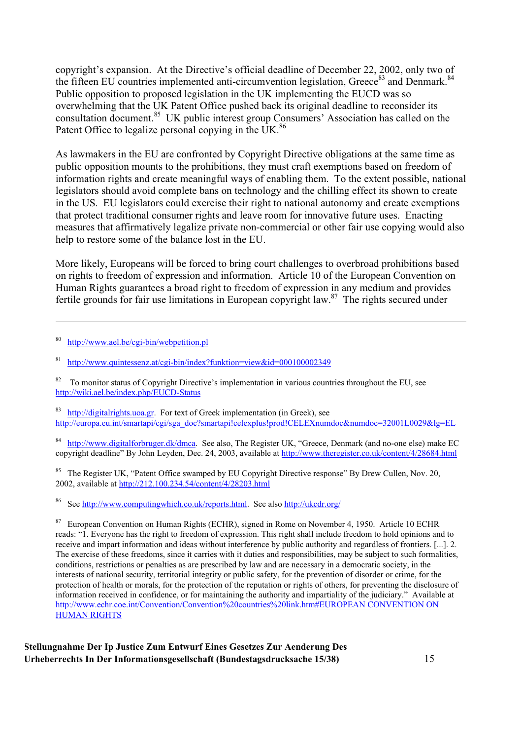copyright's expansion. At the Directive's official deadline of December 22, 2002, only two of the fifteen EU countries implemented anti-circumvention legislation, Greece[83] and Denmark.[84] Public opposition to proposed legislation in the UK implementing the EUCD was so overwhelming that the UK Patent Office pushed back its original deadline to reconsider its consultation document.[85] UK public interest group Consumers' Association has called on the Patent Office to legalize personal copying in the UK.[86]

As lawmakers in the EU are confronted by Copyright Directive obligations at the same time as public opposition mounts to the prohibitions, they must craft exemptions based on freedom of information rights and create meaningful ways of enabling them. To the extent possible, national legislators should avoid complete bans on technology and the chilling effect its shown to create in the US. EU legislators could exercise their right to national autonomy and create exemptions that protect traditional consumer rights and leave room for innovative future uses. Enacting measures that affirmatively legalize private non-commercial or other fair use copying would also help to restore some of the balance lost in the EU.

More likely, Europeans will be forced to bring court challenges to overbroad prohibitions based on rights to freedom of expression and information. Article 10 of the European Convention on Human Rights guarantees a broad right to freedom of expression in any medium and provides fertile grounds for fair use limitations in European copyright law.[87] The rights secured under

---

[80] http://www.ael.be/cgi-bin/webpetition.pl

[81] http://www.quintessenz.at/cgi-bin/index?funktion=view&id=000100002349

[82] To monitor status of Copyright Directive's implementation in various countries throughout the EU, see http://wiki.ael.be/index.php/EUCD-Status

[83] http://digitalrights.uoa.gr. For text of Greek implementation (in Greek), see http://europa.eu.int/smartapi/cgi/sga_doc?smartapi!celexplus!prod!CELEXnumdoc&numdoc=32001L0029&lg=EL

[84] http://www.digitalforbruger.dk/dmca. See also, The Register UK, "Greece, Denmark (and no-one else) make EC copyright deadline" By John Leyden, Dec. 24, 2003, available at http://www.theregister.co.uk/content/4/28684.html

[85] The Register UK, "Patent Office swamped by EU Copyright Directive response" By Drew Cullen, Nov. 20, 2002, available at http://212.100.234.54/content/4/28203.html

[86] See http://www.computingwhich.co.uk/reports.html. See also http://ukcdr.org/

[87] European Convention on Human Rights (ECHR), signed in Rome on November 4, 1950. Article 10 ECHR reads: "1. Everyone has the right to freedom of expression. This right shall include freedom to hold opinions and to receive and impart information and ideas without interference by public authority and regardless of frontiers. [...]. 2. The exercise of these freedoms, since it carries with it duties and responsibilities, may be subject to such formalities, conditions, restrictions or penalties as are prescribed by law and are necessary in a democratic society, in the interests of national security, territorial integrity or public safety, for the prevention of disorder or crime, for the protection of health or morals, for the protection of the reputation or rights of others, for preventing the disclosure of information received in confidence, or for maintaining the authority and impartiality of the judiciary." Available at http://www.echr.coe.int/Convention/Convention%20countries%20link.htm#EUROPEAN CONVENTION ON HUMAN RIGHTS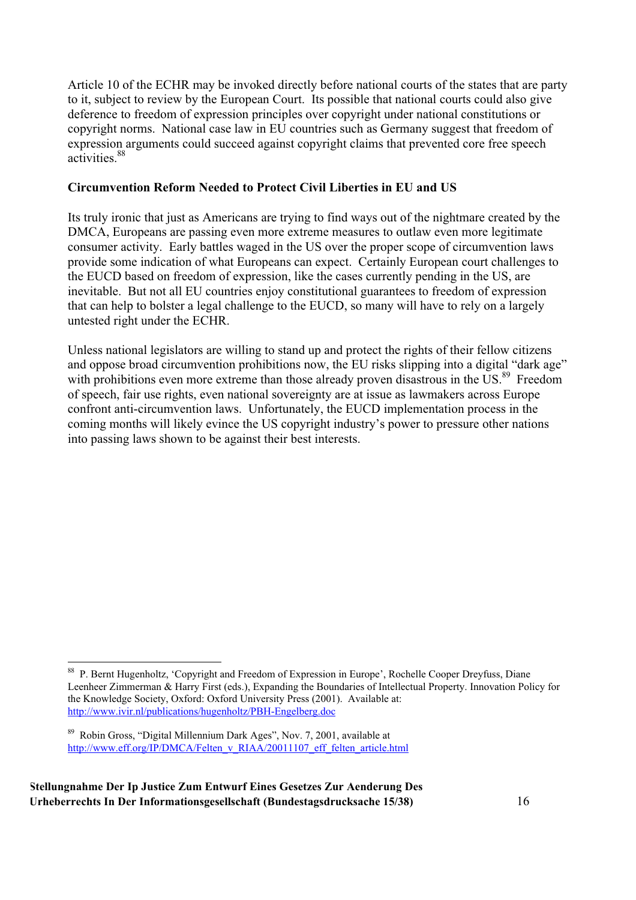Article 10 of the ECHR may be invoked directly before national courts of the states that are party to it, subject to review by the European Court. Its possible that national courts could also give deference to freedom of expression principles over copyright under national constitutions or copyright norms. National case law in EU countries such as Germany suggest that freedom of expression arguments could succeed against copyright claims that prevented core free speech activities.[88]

**Circumvention Reform Needed to Protect Civil Liberties in EU and US**

Its truly ironic that just as Americans are trying to find ways out of the nightmare created by the DMCA, Europeans are passing even more extreme measures to outlaw even more legitimate consumer activity. Early battles waged in the US over the proper scope of circumvention laws provide some indication of what Europeans can expect. Certainly European court challenges to the EUCD based on freedom of expression, like the cases currently pending in the US, are inevitable. But not all EU countries enjoy constitutional guarantees to freedom of expression that can help to bolster a legal challenge to the EUCD, so many will have to rely on a largely untested right under the ECHR.

Unless national legislators are willing to stand up and protect the rights of their fellow citizens and oppose broad circumvention prohibitions now, the EU risks slipping into a digital "dark age" with prohibitions even more extreme than those already proven disastrous in the US.[89] Freedom of speech, fair use rights, even national sovereignty are at issue as lawmakers across Europe confront anti-circumvention laws. Unfortunately, the EUCD implementation process in the coming months will likely evince the US copyright industry's power to pressure other nations into passing laws shown to be against their best interests.

---

[88] P. Bernt Hugenholtz, 'Copyright and Freedom of Expression in Europe', Rochelle Cooper Dreyfuss, Diane Leenheer Zimmerman & Harry First (eds.), Expanding the Boundaries of Intellectual Property. Innovation Policy for the Knowledge Society, Oxford: Oxford University Press (2001). Available at: http://www.ivir.nl/publications/hugenholtz/PBH-Engelberg.doc

[89] Robin Gross, "Digital Millennium Dark Ages", Nov. 7, 2001, available at http://www.eff.org/IP/DMCA/Felten_v_RIAA/20011107_eff_felten_article.html